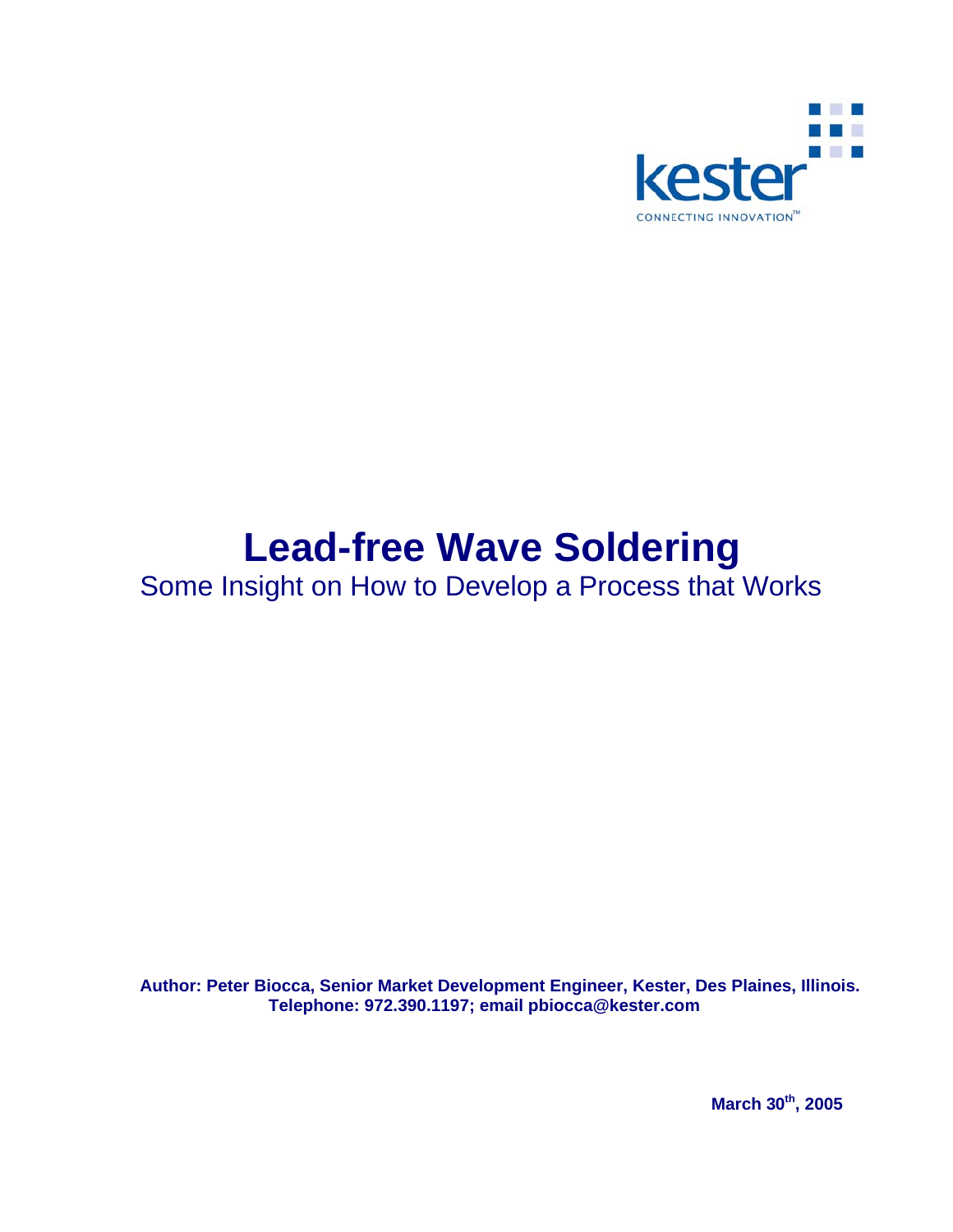kester

CONNECTING INNOVATION™

# Lead-free Wave Soldering

Some Insight on How to Develop a Process that Works

**Author: Peter Biocca, Senior Market Development Engineer, Kester, Des Plaines, Illinois.**
**Telephone: 972.390.1197; email pbiocca@kester.com**

**March 30th, 2005**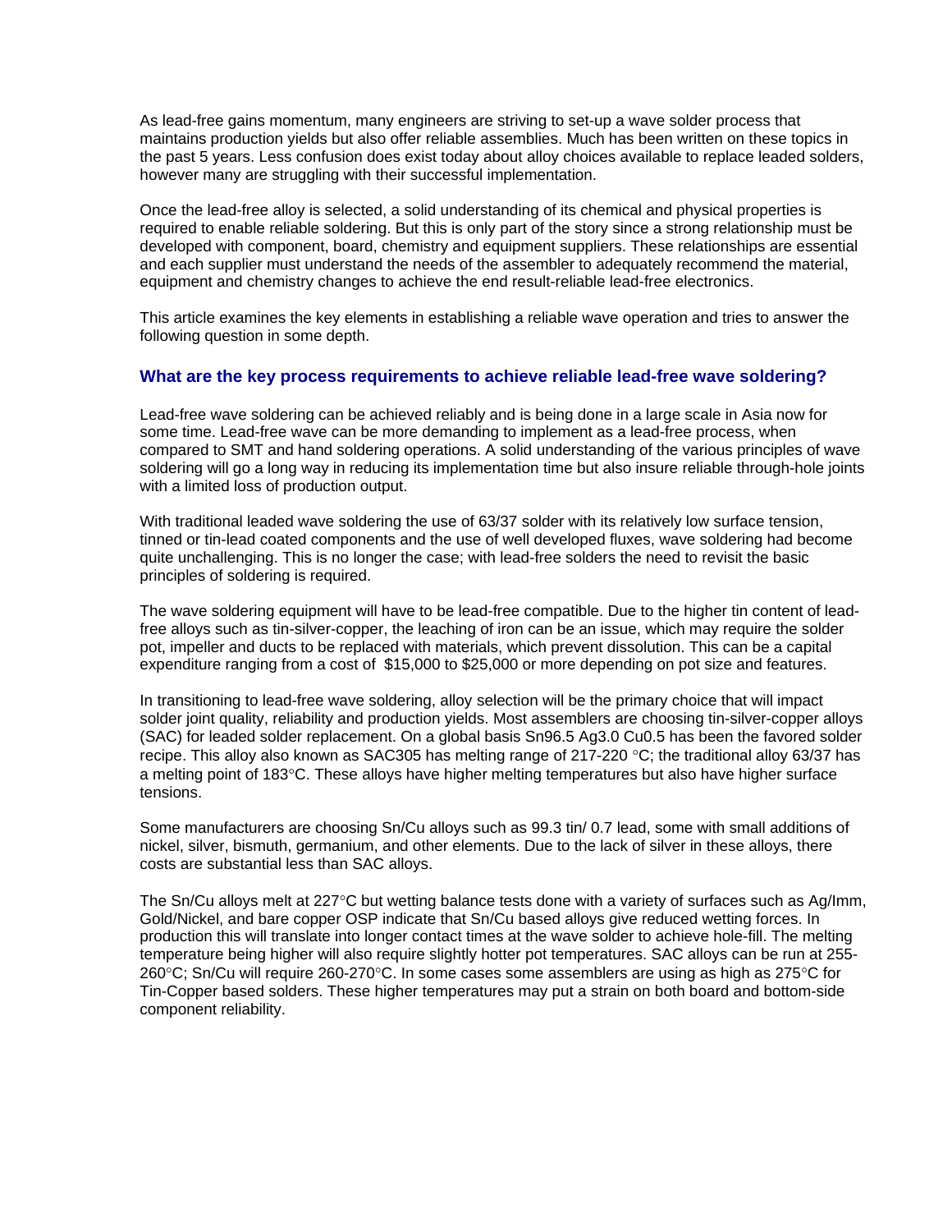As lead-free gains momentum, many engineers are striving to set-up a wave solder process that maintains production yields but also offer reliable assemblies. Much has been written on these topics in the past 5 years. Less confusion does exist today about alloy choices available to replace leaded solders, however many are struggling with their successful implementation.

Once the lead-free alloy is selected, a solid understanding of its chemical and physical properties is required to enable reliable soldering. But this is only part of the story since a strong relationship must be developed with component, board, chemistry and equipment suppliers. These relationships are essential and each supplier must understand the needs of the assembler to adequately recommend the material, equipment and chemistry changes to achieve the end result-reliable lead-free electronics.

This article examines the key elements in establishing a reliable wave operation and tries to answer the following question in some depth.

### What are the key process requirements to achieve reliable lead-free wave soldering?

Lead-free wave soldering can be achieved reliably and is being done in a large scale in Asia now for some time. Lead-free wave can be more demanding to implement as a lead-free process, when compared to SMT and hand soldering operations. A solid understanding of the various principles of wave soldering will go a long way in reducing its implementation time but also insure reliable through-hole joints with a limited loss of production output.

With traditional leaded wave soldering the use of 63/37 solder with its relatively low surface tension, tinned or tin-lead coated components and the use of well developed fluxes, wave soldering had become quite unchallenging. This is no longer the case; with lead-free solders the need to revisit the basic principles of soldering is required.

The wave soldering equipment will have to be lead-free compatible. Due to the higher tin content of lead-free alloys such as tin-silver-copper, the leaching of iron can be an issue, which may require the solder pot, impeller and ducts to be replaced with materials, which prevent dissolution. This can be a capital expenditure ranging from a cost of $15,000 to $25,000 or more depending on pot size and features.

In transitioning to lead-free wave soldering, alloy selection will be the primary choice that will impact solder joint quality, reliability and production yields. Most assemblers are choosing tin-silver-copper alloys (SAC) for leaded solder replacement. On a global basis Sn96.5 Ag3.0 Cu0.5 has been the favored solder recipe. This alloy also known as SAC305 has melting range of 217-220 °C; the traditional alloy 63/37 has a melting point of 183°C. These alloys have higher melting temperatures but also have higher surface tensions.

Some manufacturers are choosing Sn/Cu alloys such as 99.3 tin/ 0.7 lead, some with small additions of nickel, silver, bismuth, germanium, and other elements. Due to the lack of silver in these alloys, there costs are substantial less than SAC alloys.

The Sn/Cu alloys melt at 227°C but wetting balance tests done with a variety of surfaces such as Ag/Imm, Gold/Nickel, and bare copper OSP indicate that Sn/Cu based alloys give reduced wetting forces. In production this will translate into longer contact times at the wave solder to achieve hole-fill. The melting temperature being higher will also require slightly hotter pot temperatures. SAC alloys can be run at 255-260°C; Sn/Cu will require 260-270°C. In some cases some assemblers are using as high as 275°C for Tin-Copper based solders. These higher temperatures may put a strain on both board and bottom-side component reliability.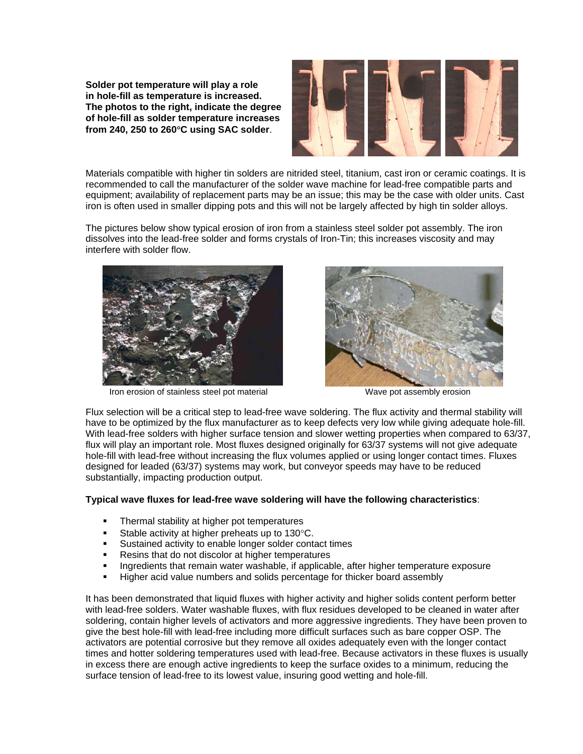**Solder pot temperature will play a role in hole-fill as temperature is increased. The photos to the right, indicate the degree of hole-fill as solder temperature increases from 240, 250 to 260°C using SAC solder**.

Materials compatible with higher tin solders are nitrided steel, titanium, cast iron or ceramic coatings. It is recommended to call the manufacturer of the solder wave machine for lead-free compatible parts and equipment; availability of replacement parts may be an issue; this may be the case with older units. Cast iron is often used in smaller dipping pots and this will not be largely affected by high tin solder alloys.

The pictures below show typical erosion of iron from a stainless steel solder pot assembly. The iron dissolves into the lead-free solder and forms crystals of Iron-Tin; this increases viscosity and may interfere with solder flow.

Iron erosion of stainless steel pot material

Wave pot assembly erosion

Flux selection will be a critical step to lead-free wave soldering. The flux activity and thermal stability will have to be optimized by the flux manufacturer as to keep defects very low while giving adequate hole-fill. With lead-free solders with higher surface tension and slower wetting properties when compared to 63/37, flux will play an important role. Most fluxes designed originally for 63/37 systems will not give adequate hole-fill with lead-free without increasing the flux volumes applied or using longer contact times. Fluxes designed for leaded (63/37) systems may work, but conveyor speeds may have to be reduced substantially, impacting production output.

**Typical wave fluxes for lead-free wave soldering will have the following characteristics**:

- Thermal stability at higher pot temperatures
- Stable activity at higher preheats up to 130°C.
- Sustained activity to enable longer solder contact times
- Resins that do not discolor at higher temperatures
- Ingredients that remain water washable, if applicable, after higher temperature exposure
- Higher acid value numbers and solids percentage for thicker board assembly

It has been demonstrated that liquid fluxes with higher activity and higher solids content perform better with lead-free solders. Water washable fluxes, with flux residues developed to be cleaned in water after soldering, contain higher levels of activators and more aggressive ingredients. They have been proven to give the best hole-fill with lead-free including more difficult surfaces such as bare copper OSP. The activators are potential corrosive but they remove all oxides adequately even with the longer contact times and hotter soldering temperatures used with lead-free. Because activators in these fluxes is usually in excess there are enough active ingredients to keep the surface oxides to a minimum, reducing the surface tension of lead-free to its lowest value, insuring good wetting and hole-fill.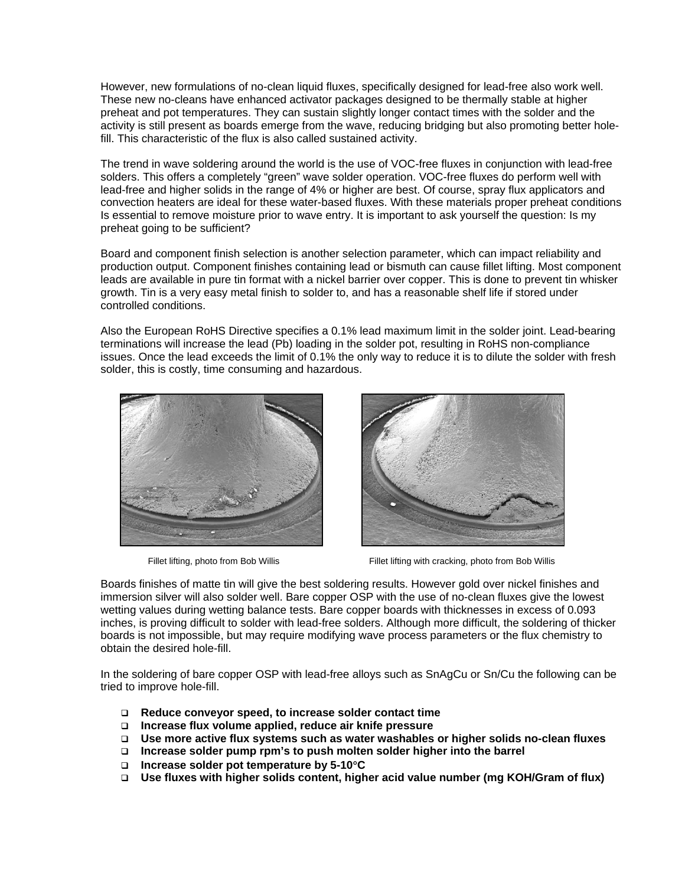However, new formulations of no-clean liquid fluxes, specifically designed for lead-free also work well. These new no-cleans have enhanced activator packages designed to be thermally stable at higher preheat and pot temperatures. They can sustain slightly longer contact times with the solder and the activity is still present as boards emerge from the wave, reducing bridging but also promoting better hole-fill. This characteristic of the flux is also called sustained activity.

The trend in wave soldering around the world is the use of VOC-free fluxes in conjunction with lead-free solders. This offers a completely "green" wave solder operation. VOC-free fluxes do perform well with lead-free and higher solids in the range of 4% or higher are best. Of course, spray flux applicators and convection heaters are ideal for these water-based fluxes. With these materials proper preheat conditions Is essential to remove moisture prior to wave entry. It is important to ask yourself the question: Is my preheat going to be sufficient?

Board and component finish selection is another selection parameter, which can impact reliability and production output. Component finishes containing lead or bismuth can cause fillet lifting. Most component leads are available in pure tin format with a nickel barrier over copper. This is done to prevent tin whisker growth. Tin is a very easy metal finish to solder to, and has a reasonable shelf life if stored under controlled conditions.

Also the European RoHS Directive specifies a 0.1% lead maximum limit in the solder joint. Lead-bearing terminations will increase the lead (Pb) loading in the solder pot, resulting in RoHS non-compliance issues. Once the lead exceeds the limit of 0.1% the only way to reduce it is to dilute the solder with fresh solder, this is costly, time consuming and hazardous.

Fillet lifting, photo from Bob Willis

Fillet lifting with cracking, photo from Bob Willis

Boards finishes of matte tin will give the best soldering results. However gold over nickel finishes and immersion silver will also solder well. Bare copper OSP with the use of no-clean fluxes give the lowest wetting values during wetting balance tests. Bare copper boards with thicknesses in excess of 0.093 inches, is proving difficult to solder with lead-free solders. Although more difficult, the soldering of thicker boards is not impossible, but may require modifying wave process parameters or the flux chemistry to obtain the desired hole-fill.

In the soldering of bare copper OSP with lead-free alloys such as SnAgCu or Sn/Cu the following can be tried to improve hole-fill.

- **Reduce conveyor speed, to increase solder contact time**
- **Increase flux volume applied, reduce air knife pressure**
- **Use more active flux systems such as water washables or higher solids no-clean fluxes**
- **Increase solder pump rpm's to push molten solder higher into the barrel**
- **Increase solder pot temperature by 5-10°C**
- **Use fluxes with higher solids content, higher acid value number (mg KOH/Gram of flux)**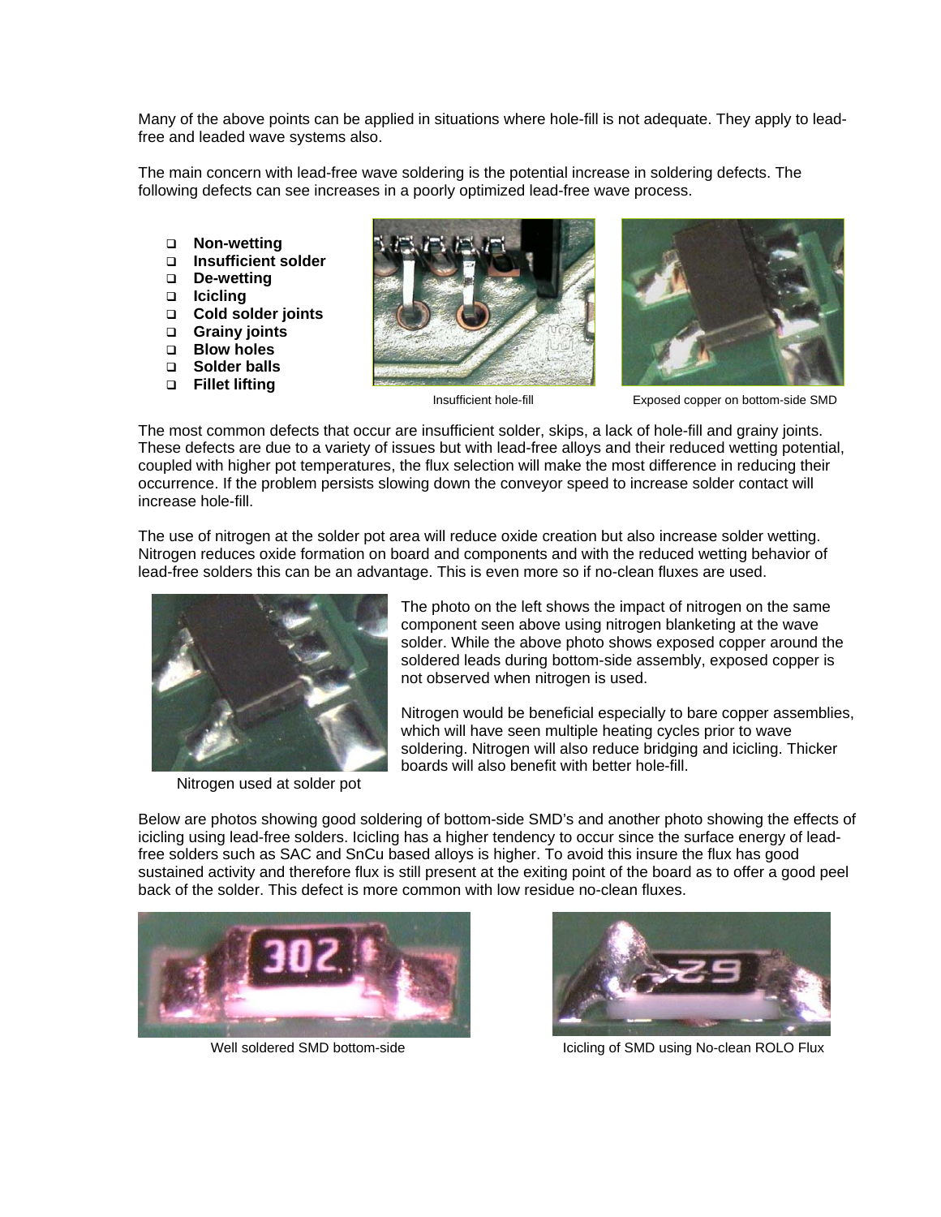Many of the above points can be applied in situations where hole-fill is not adequate. They apply to lead-free and leaded wave systems also.

The main concern with lead-free wave soldering is the potential increase in soldering defects. The following defects can see increases in a poorly optimized lead-free wave process.

- **Non-wetting**
- **Insufficient solder**
- **De-wetting**
- **Icicling**
- **Cold solder joints**
- **Grainy joints**
- **Blow holes**
- **Solder balls**
- **Fillet lifting**

Insufficient hole-fill

Exposed copper on bottom-side SMD

The most common defects that occur are insufficient solder, skips, a lack of hole-fill and grainy joints. These defects are due to a variety of issues but with lead-free alloys and their reduced wetting potential, coupled with higher pot temperatures, the flux selection will make the most difference in reducing their occurrence. If the problem persists slowing down the conveyor speed to increase solder contact will increase hole-fill.

The use of nitrogen at the solder pot area will reduce oxide creation but also increase solder wetting. Nitrogen reduces oxide formation on board and components and with the reduced wetting behavior of lead-free solders this can be an advantage. This is even more so if no-clean fluxes are used.

Nitrogen used at solder pot

The photo on the left shows the impact of nitrogen on the same component seen above using nitrogen blanketing at the wave solder. While the above photo shows exposed copper around the soldered leads during bottom-side assembly, exposed copper is not observed when nitrogen is used.

Nitrogen would be beneficial especially to bare copper assemblies, which will have seen multiple heating cycles prior to wave soldering. Nitrogen will also reduce bridging and icicling. Thicker boards will also benefit with better hole-fill.

Below are photos showing good soldering of bottom-side SMD's and another photo showing the effects of icicling using lead-free solders. Icicling has a higher tendency to occur since the surface energy of lead-free solders such as SAC and SnCu based alloys is higher. To avoid this insure the flux has good sustained activity and therefore flux is still present at the exiting point of the board as to offer a good peel back of the solder. This defect is more common with low residue no-clean fluxes.

Well soldered SMD bottom-side

Icicling of SMD using No-clean ROLO Flux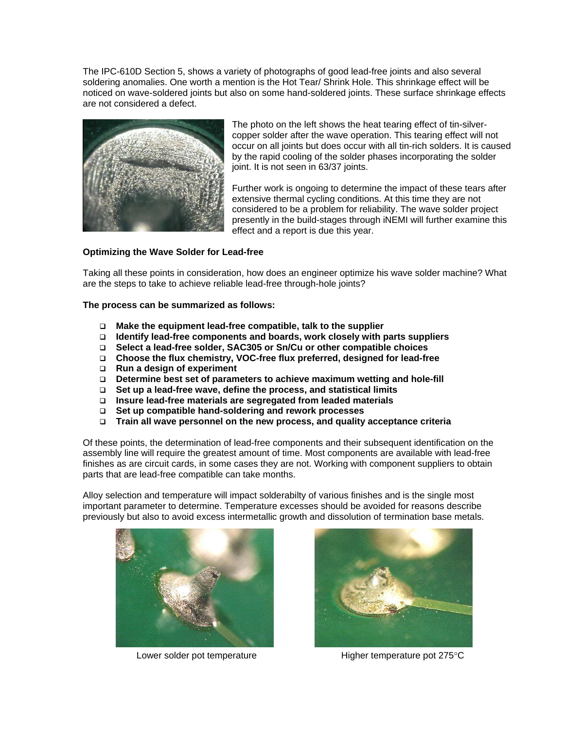The IPC-610D Section 5, shows a variety of photographs of good lead-free joints and also several soldering anomalies. One worth a mention is the Hot Tear/ Shrink Hole. This shrinkage effect will be noticed on wave-soldered joints but also on some hand-soldered joints. These surface shrinkage effects are not considered a defect.

The photo on the left shows the heat tearing effect of tin-silver-copper solder after the wave operation. This tearing effect will not occur on all joints but does occur with all tin-rich solders. It is caused by the rapid cooling of the solder phases incorporating the solder joint. It is not seen in 63/37 joints.

Further work is ongoing to determine the impact of these tears after extensive thermal cycling conditions. At this time they are not considered to be a problem for reliability. The wave solder project presently in the build-stages through iNEMI will further examine this effect and a report is due this year.

**Optimizing the Wave Solder for Lead-free**

Taking all these points in consideration, how does an engineer optimize his wave solder machine? What are the steps to take to achieve reliable lead-free through-hole joints?

**The process can be summarized as follows:**

- **Make the equipment lead-free compatible, talk to the supplier**
- **Identify lead-free components and boards, work closely with parts suppliers**
- **Select a lead-free solder, SAC305 or Sn/Cu or other compatible choices**
- **Choose the flux chemistry, VOC-free flux preferred, designed for lead-free**
- **Run a design of experiment**
- **Determine best set of parameters to achieve maximum wetting and hole-fill**
- **Set up a lead-free wave, define the process, and statistical limits**
- **Insure lead-free materials are segregated from leaded materials**
- **Set up compatible hand-soldering and rework processes**
- **Train all wave personnel on the new process, and quality acceptance criteria**

Of these points, the determination of lead-free components and their subsequent identification on the assembly line will require the greatest amount of time. Most components are available with lead-free finishes as are circuit cards, in some cases they are not. Working with component suppliers to obtain parts that are lead-free compatible can take months.

Alloy selection and temperature will impact solderabilty of various finishes and is the single most important parameter to determine. Temperature excesses should be avoided for reasons describe previously but also to avoid excess intermetallic growth and dissolution of termination base metals.

Lower solder pot temperature

Higher temperature pot 275°C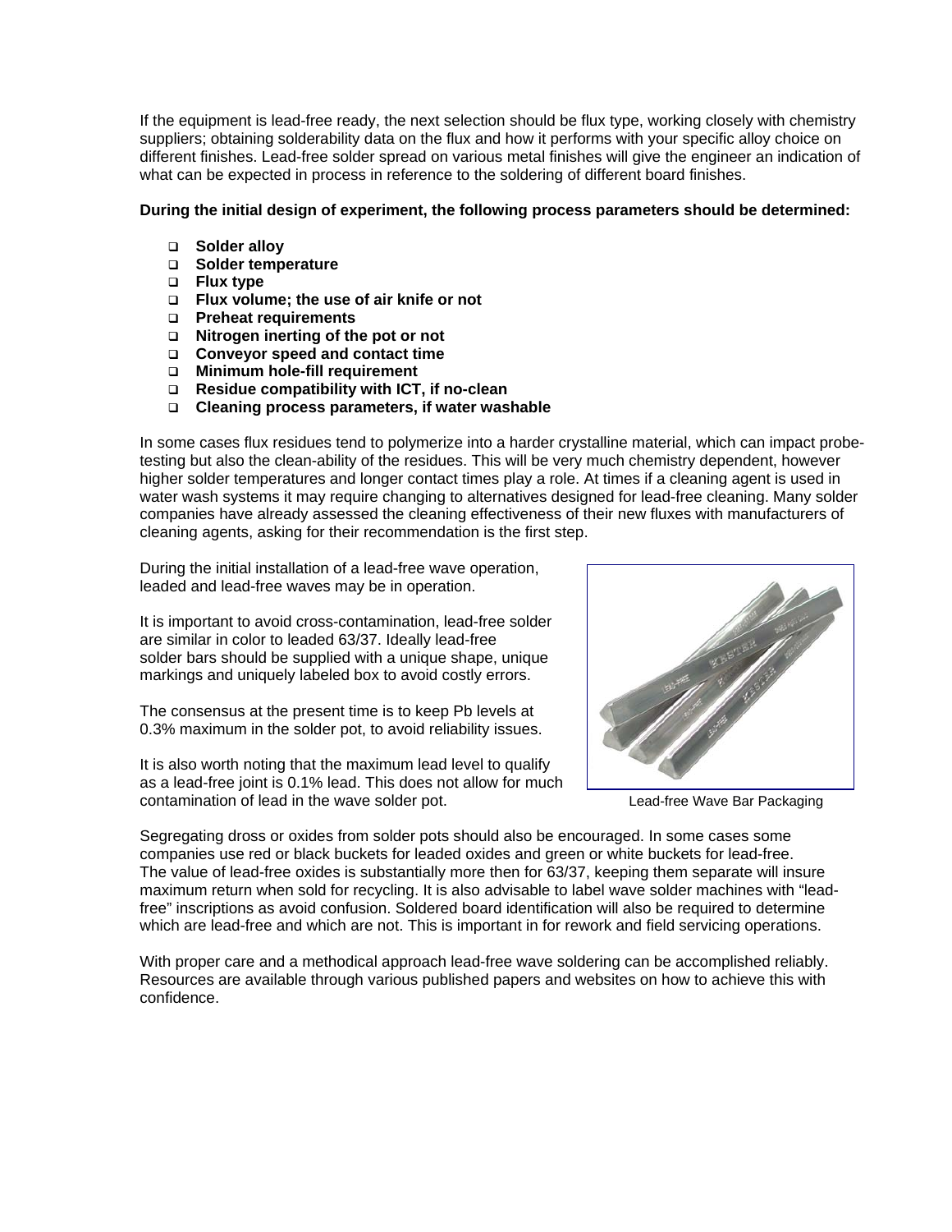If the equipment is lead-free ready, the next selection should be flux type, working closely with chemistry suppliers; obtaining solderability data on the flux and how it performs with your specific alloy choice on different finishes. Lead-free solder spread on various metal finishes will give the engineer an indication of what can be expected in process in reference to the soldering of different board finishes.

**During the initial design of experiment, the following process parameters should be determined:**

- **Solder alloy**
- **Solder temperature**
- **Flux type**
- **Flux volume; the use of air knife or not**
- **Preheat requirements**
- **Nitrogen inerting of the pot or not**
- **Conveyor speed and contact time**
- **Minimum hole-fill requirement**
- **Residue compatibility with ICT, if no-clean**
- **Cleaning process parameters, if water washable**

In some cases flux residues tend to polymerize into a harder crystalline material, which can impact probe-testing but also the clean-ability of the residues. This will be very much chemistry dependent, however higher solder temperatures and longer contact times play a role. At times if a cleaning agent is used in water wash systems it may require changing to alternatives designed for lead-free cleaning. Many solder companies have already assessed the cleaning effectiveness of their new fluxes with manufacturers of cleaning agents, asking for their recommendation is the first step.

During the initial installation of a lead-free wave operation, leaded and lead-free waves may be in operation.

It is important to avoid cross-contamination, lead-free solder are similar in color to leaded 63/37. Ideally lead-free solder bars should be supplied with a unique shape, unique markings and uniquely labeled box to avoid costly errors.

The consensus at the present time is to keep Pb levels at 0.3% maximum in the solder pot, to avoid reliability issues.

It is also worth noting that the maximum lead level to qualify as a lead-free joint is 0.1% lead. This does not allow for much contamination of lead in the wave solder pot.

Lead-free Wave Bar Packaging

Segregating dross or oxides from solder pots should also be encouraged. In some cases some companies use red or black buckets for leaded oxides and green or white buckets for lead-free. The value of lead-free oxides is substantially more then for 63/37, keeping them separate will insure maximum return when sold for recycling. It is also advisable to label wave solder machines with "lead-free" inscriptions as avoid confusion. Soldered board identification will also be required to determine which are lead-free and which are not. This is important in for rework and field servicing operations.

With proper care and a methodical approach lead-free wave soldering can be accomplished reliably. Resources are available through various published papers and websites on how to achieve this with confidence.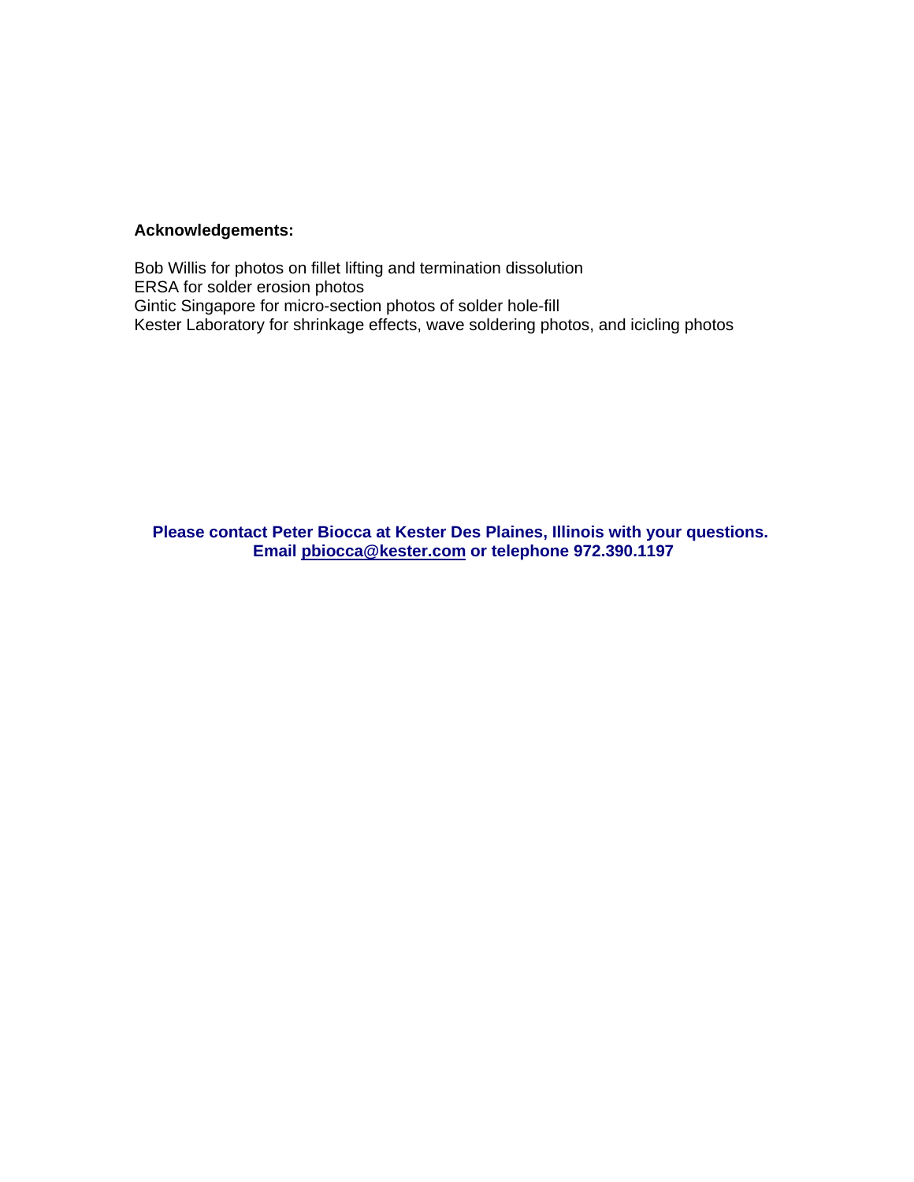**Acknowledgements:**

Bob Willis for photos on fillet lifting and termination dissolution
ERSA for solder erosion photos
Gintic Singapore for micro-section photos of solder hole-fill
Kester Laboratory for shrinkage effects, wave soldering photos, and icicling photos

**Please contact Peter Biocca at Kester Des Plaines, Illinois with your questions.**
**Email pbiocca@kester.com or telephone 972.390.1197**